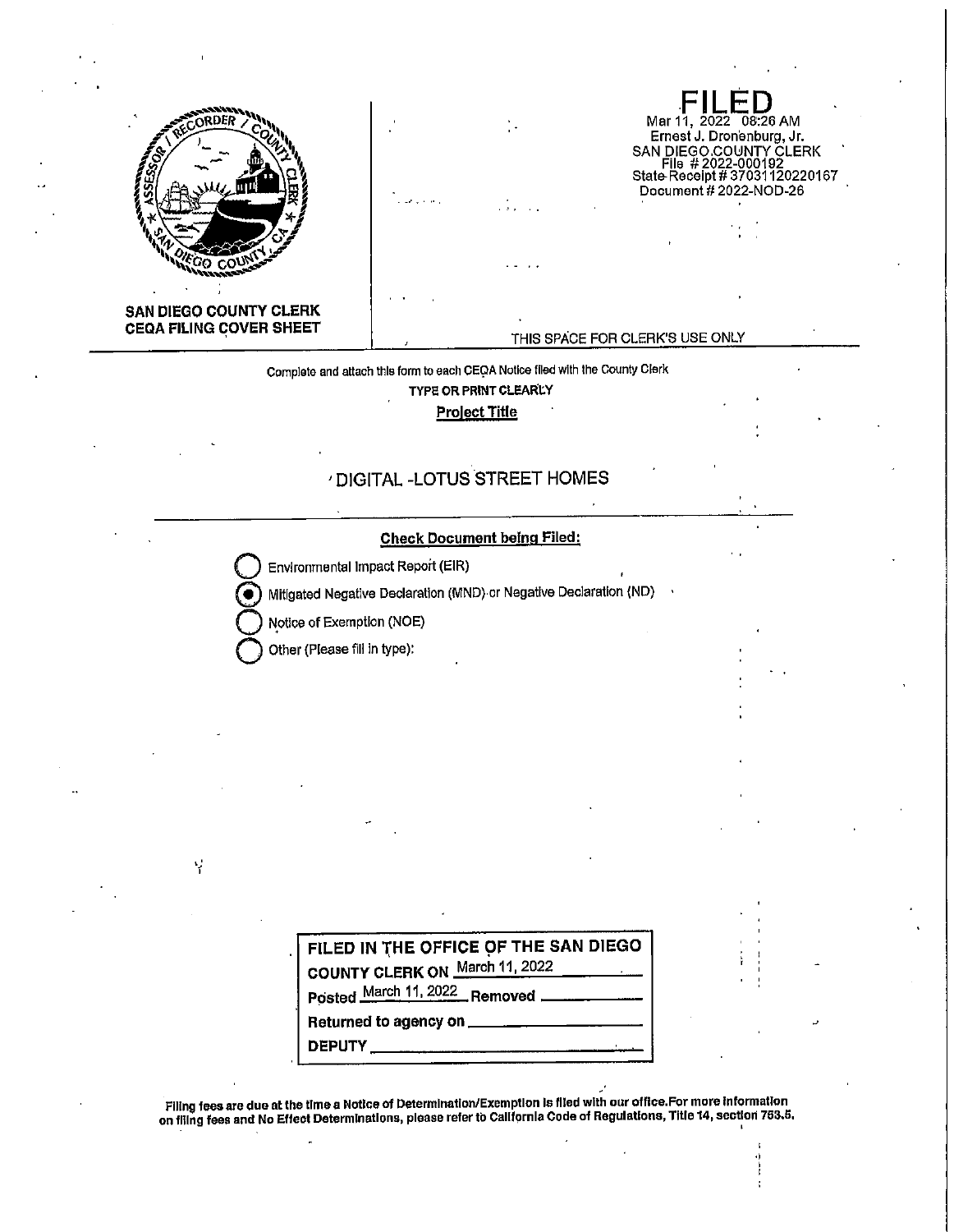**SAN DIEGO COUNTY CLERK**
**CEQA FILING COVER SHEET**

**FILED**
Mar 11, 2022 08:26 AM
Ernest J. Dronenburg, Jr.
SAN DIEGO COUNTY CLERK
File # 2022-000192
State Receipt # 37031120220167
Document # 2022-NOD-26

THIS SPACE FOR CLERK'S USE ONLY

Complete and attach this form to each CEQA Notice filed with the County Clerk

**TYPE OR PRINT CLEARLY**

**Project Title**

DIGITAL -LOTUS STREET HOMES

**Check Document being Filed:**

- ○ Environmental Impact Report (EIR)
- ● Mitigated Negative Declaration (MND) or Negative Declaration (ND)
- ○ Notice of Exemption (NOE)
- ○ Other (Please fill in type):

**FILED IN THE OFFICE OF THE SAN DIEGO COUNTY CLERK ON** March 11, 2022
**Posted** March 11, 2022 **Removed** ______________
**Returned to agency on** ______________
**DEPUTY** ______________

**Filing fees are due at the time a Notice of Determination/Exemption is filed with our office. For more information on filing fees and No Effect Determinations, please refer to California Code of Regulations, Title 14, section 753.5.**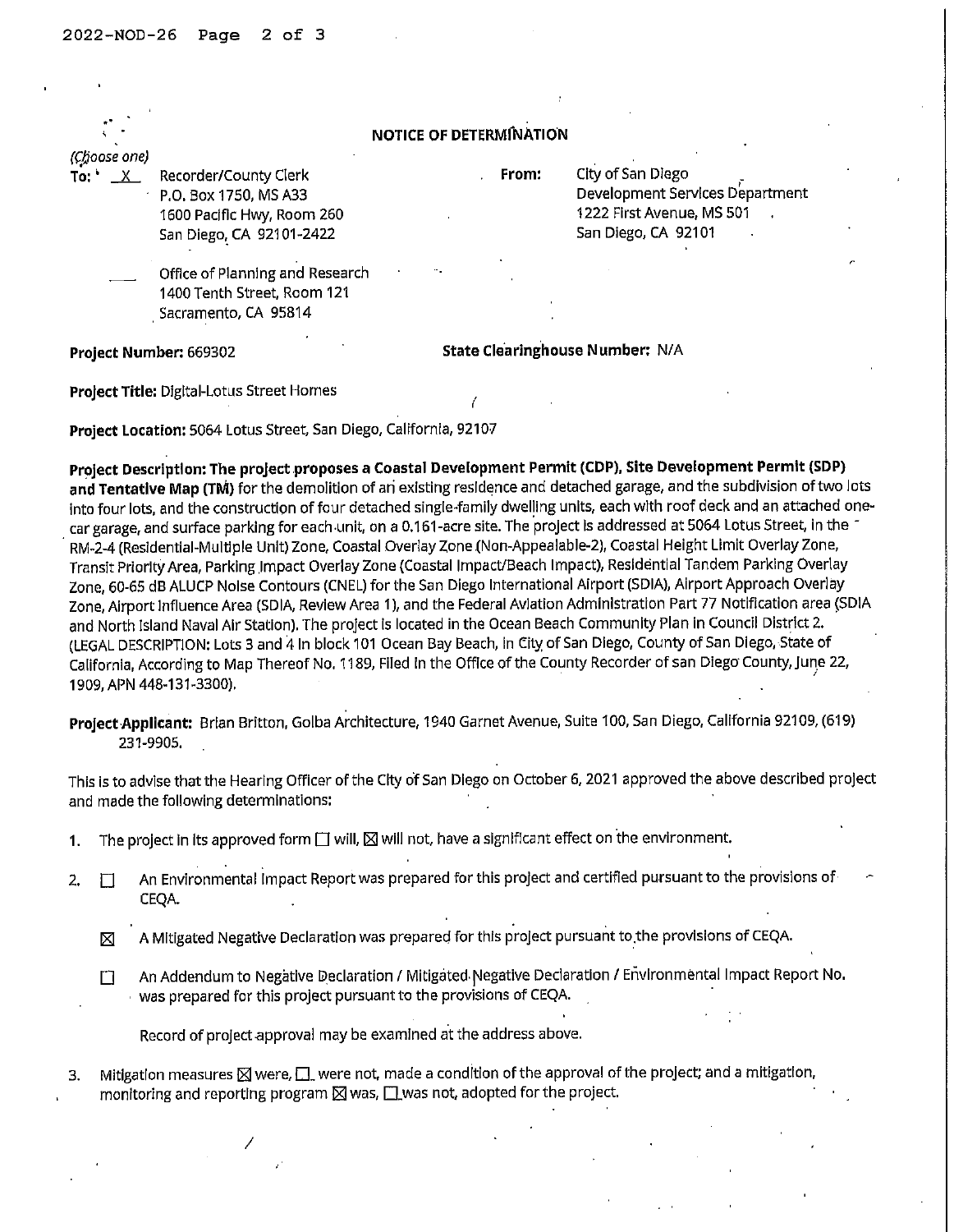# NOTICE OF DETERMINATION

*(Choose one)*

**To:** X Recorder/County Clerk
P.O. Box 1750, MS A33
1600 Pacific Hwy, Room 260
San Diego, CA 92101-2422

___ Office of Planning and Research
1400 Tenth Street, Room 121
Sacramento, CA 95814

**From:** City of San Diego
Development Services Department
1222 First Avenue, MS 501
San Diego, CA 92101

**Project Number:** 669302

**State Clearinghouse Number:** N/A

**Project Title:** Digital-Lotus Street Homes

**Project Location:** 5064 Lotus Street, San Diego, California, 92107

**Project Description: The project proposes a Coastal Development Permit (CDP), Site Development Permit (SDP) and Tentative Map (TM)** for the demolition of an existing residence and detached garage, and the subdivision of two lots into four lots, and the construction of four detached single-family dwelling units, each with roof deck and an attached one-car garage, and surface parking for each unit, on a 0.161-acre site. The project is addressed at 5064 Lotus Street, in the RM-2-4 (Residential-Multiple Unit) Zone, Coastal Overlay Zone (Non-Appealable-2), Coastal Height Limit Overlay Zone, Transit Priority Area, Parking Impact Overlay Zone (Coastal Impact/Beach Impact), Residential Tandem Parking Overlay Zone, 60-65 dB ALUCP Noise Contours (CNEL) for the San Diego International Airport (SDIA), Airport Approach Overlay Zone, Airport Influence Area (SDIA, Review Area 1), and the Federal Aviation Administration Part 77 Notification area (SDIA and North Island Naval Air Station). The project is located in the Ocean Beach Community Plan in Council District 2. (LEGAL DESCRIPTION: Lots 3 and 4 in block 101 Ocean Bay Beach, in City of San Diego, County of San Diego, State of California, According to Map Thereof No. 1189, Filed in the Office of the County Recorder of san Diego County, June 22, 1909, APN 448-131-3300).

**Project Applicant:** Brian Britton, Golba Architecture, 1940 Garnet Avenue, Suite 100, San Diego, California 92109, (619) 231-9905.

This is to advise that the Hearing Officer of the City of San Diego on October 6, 2021 approved the above described project and made the following determinations:

1. The project in its approved form ☐ will, ☒ will not, have a significant effect on the environment.

2. ☐ An Environmental Impact Report was prepared for this project and certified pursuant to the provisions of CEQA.

   ☒ A Mitigated Negative Declaration was prepared for this project pursuant to the provisions of CEQA.

   ☐ An Addendum to Negative Declaration / Mitigated Negative Declaration / Environmental Impact Report No. was prepared for this project pursuant to the provisions of CEQA.

   Record of project approval may be examined at the address above.

3. Mitigation measures ☒ were, ☐ were not, made a condition of the approval of the project; and a mitigation, monitoring and reporting program ☒ was, ☐ was not, adopted for the project.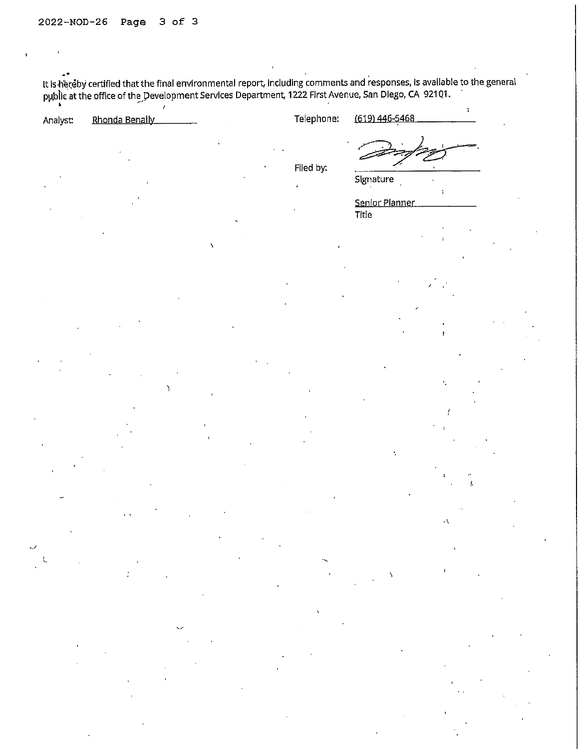It is hereby certified that the final environmental report, including comments and responses, is available to the general public at the office of the Development Services Department, 1222 First Avenue, San Diego, CA 92101.

Analyst: Rhonda Benally

Telephone: (619) 446-5468

Filed by:

Signature

Senior Planner
Title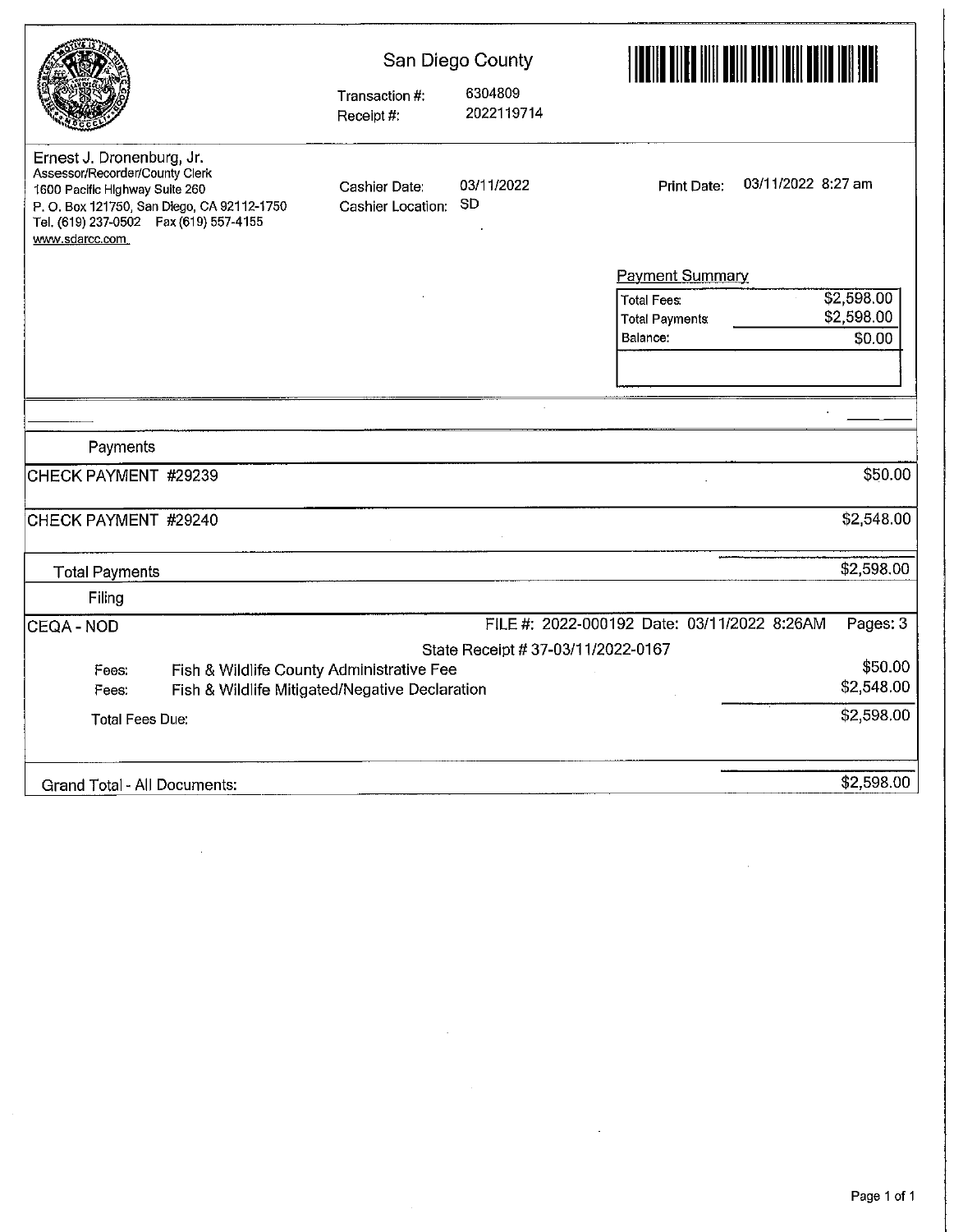# San Diego County

Transaction #: 6304809
Receipt #: 2022119714

Ernest J. Dronenburg, Jr.
Assessor/Recorder/County Clerk
1600 Pacific Highway Suite 260
P. O. Box 121750, San Diego, CA 92112-1750
Tel. (619) 237-0502 Fax (619) 557-4155
www.sdarcc.com

Cashier Date: 03/11/2022
Cashier Location: SD

Print Date: 03/11/2022 8:27 am

**Payment Summary**

| | |
|---|---|
| Total Fees: | $2,598.00 |
| Total Payments: | $2,598.00 |
| Balance: | $0.00 |

## Payments

| | |
|---|---|
| CHECK PAYMENT #29239 | $50.00 |
| CHECK PAYMENT #29240 | $2,548.00 |
| Total Payments | $2,598.00 |

## Filing

CEQA - NOD — FILE #: 2022-000192 Date: 03/11/2022 8:26AM — Pages: 3

State Receipt # 37-03/11/2022-0167

| | | |
|---|---|---|
| Fees: | Fish & Wildlife County Administrative Fee | $50.00 |
| Fees: | Fish & Wildlife Mitigated/Negative Declaration | $2,548.00 |
| Total Fees Due: | | $2,598.00 |

Grand Total - All Documents: $2,598.00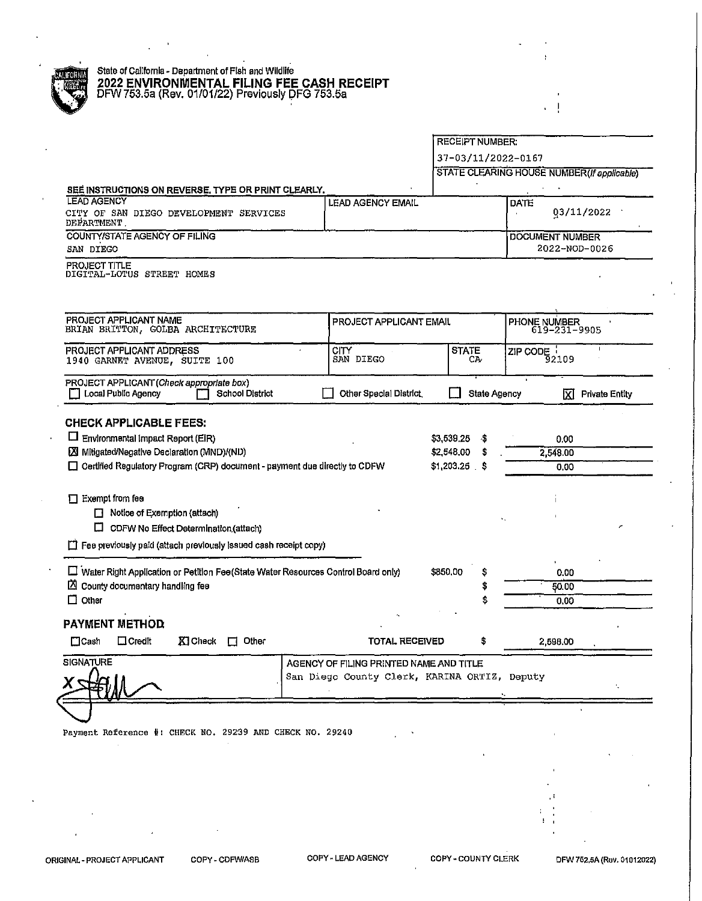State of California - Department of Fish and Wildlife

# 2022 ENVIRONMENTAL FILING FEE CASH RECEIPT

DFW 753.5a (Rev. 01/01/22) Previously DFG 753.5a

| | |
|---|---|
| RECEIPT NUMBER: | 37-03/11/2022-0167 |
| STATE CLEARING HOUSE NUMBER *(If applicable)* | |

**SEE INSTRUCTIONS ON REVERSE. TYPE OR PRINT CLEARLY.**

| LEAD AGENCY | LEAD AGENCY EMAIL | DATE |
|---|---|---|
| CITY OF SAN DIEGO DEVELOPMENT SERVICES DEPARTMENT | | 03/11/2022 |

| COUNTY/STATE AGENCY OF FILING | DOCUMENT NUMBER |
|---|---|
| SAN DIEGO | 2022-NOD-0026 |

PROJECT TITLE
DIGITAL-LOTUS STREET HOMES

| PROJECT APPLICANT NAME | PROJECT APPLICANT EMAIL | PHONE NUMBER |
|---|---|---|
| BRIAN BRITTON, GOLBA ARCHITECTURE | | 619-231-9905 |

| PROJECT APPLICANT ADDRESS | CITY | STATE | ZIP CODE |
|---|---|---|---|
| 1940 GARNET AVENUE, SUITE 100 | SAN DIEGO | CA | 92109 |

PROJECT APPLICANT *(Check appropriate box)*

☐ Local Public Agency ☐ School District ☐ Other Special District ☐ State Agency ☒ Private Entity

## CHECK APPLICABLE FEES:

| | | |
|---|---|---|
| ☐ Environmental Impact Report (EIR) | $3,539.25 | $ 0.00 |
| ☒ Mitigated/Negative Declaration (MND)/(ND) | $2,548.00 | $ 2,548.00 |
| ☐ Certified Regulatory Program (CRP) document - payment due directly to CDFW | $1,203.25 | $ 0.00 |

☐ Exempt from fee

- ☐ Notice of Exemption (attach)
- ☐ CDFW No Effect Determination (attach)

☐ Fee previously paid (attach previously issued cash receipt copy)

| | | |
|---|---|---|
| ☐ Water Right Application or Petition Fee (State Water Resources Control Board only) | $850.00 | $ 0.00 |
| ☒ County documentary handling fee | | $ 50.00 |
| ☐ Other | | $ 0.00 |

## PAYMENT METHOD:

☐ Cash ☐ Credit ☒ Check ☐ Other

**TOTAL RECEIVED** $ 2,598.00

| SIGNATURE | AGENCY OF FILING PRINTED NAME AND TITLE |
|---|---|
| X [signature] | San Diego County Clerk, KARINA ORTIZ, Deputy |

Payment Reference #: CHECK NO. 29239 AND CHECK NO. 29240

ORIGINAL - PROJECT APPLICANT COPY - CDFW/ASB COPY - LEAD AGENCY COPY - COUNTY CLERK DFW 753.5A (Rev. 01012022)